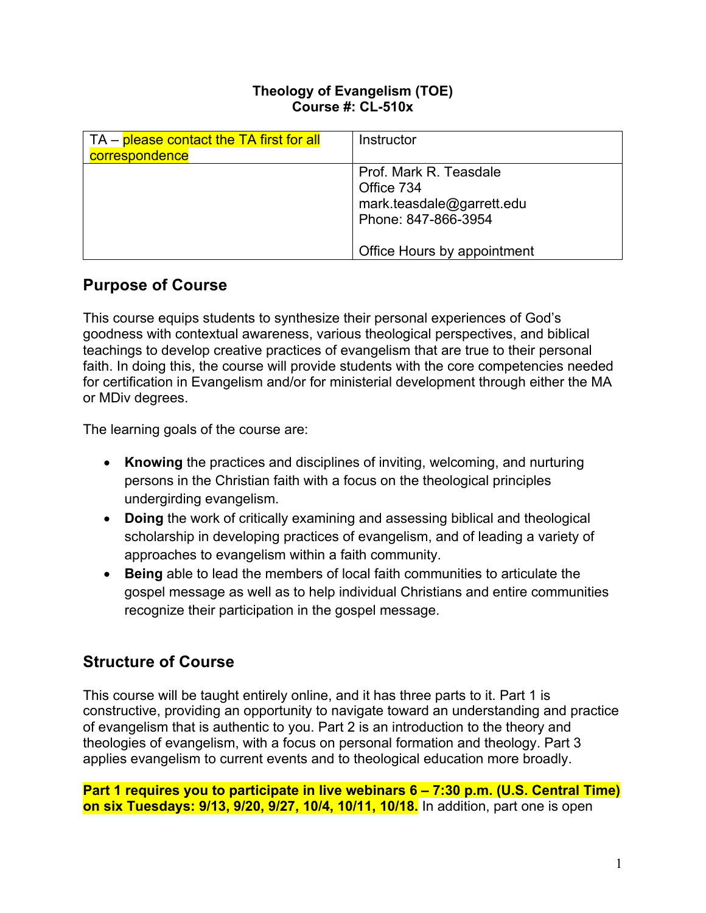**Theology of Evangelism (TOE)**
**Course #: CL-510x**

| TA – please contact the TA first for all correspondence | Instructor |
|---|---|
| | Prof. Mark R. Teasdale<br>Office 734<br>mark.teasdale@garrett.edu<br>Phone: 847-866-3954<br><br>Office Hours by appointment |

## Purpose of Course

This course equips students to synthesize their personal experiences of God's goodness with contextual awareness, various theological perspectives, and biblical teachings to develop creative practices of evangelism that are true to their personal faith. In doing this, the course will provide students with the core competencies needed for certification in Evangelism and/or for ministerial development through either the MA or MDiv degrees.

The learning goals of the course are:

- **Knowing** the practices and disciplines of inviting, welcoming, and nurturing persons in the Christian faith with a focus on the theological principles undergirding evangelism.
- **Doing** the work of critically examining and assessing biblical and theological scholarship in developing practices of evangelism, and of leading a variety of approaches to evangelism within a faith community.
- **Being** able to lead the members of local faith communities to articulate the gospel message as well as to help individual Christians and entire communities recognize their participation in the gospel message.

## Structure of Course

This course will be taught entirely online, and it has three parts to it. Part 1 is constructive, providing an opportunity to navigate toward an understanding and practice of evangelism that is authentic to you. Part 2 is an introduction to the theory and theologies of evangelism, with a focus on personal formation and theology. Part 3 applies evangelism to current events and to theological education more broadly.

**Part 1 requires you to participate in live webinars 6 – 7:30 p.m. (U.S. Central Time) on six Tuesdays: 9/13, 9/20, 9/27, 10/4, 10/11, 10/18.** In addition, part one is open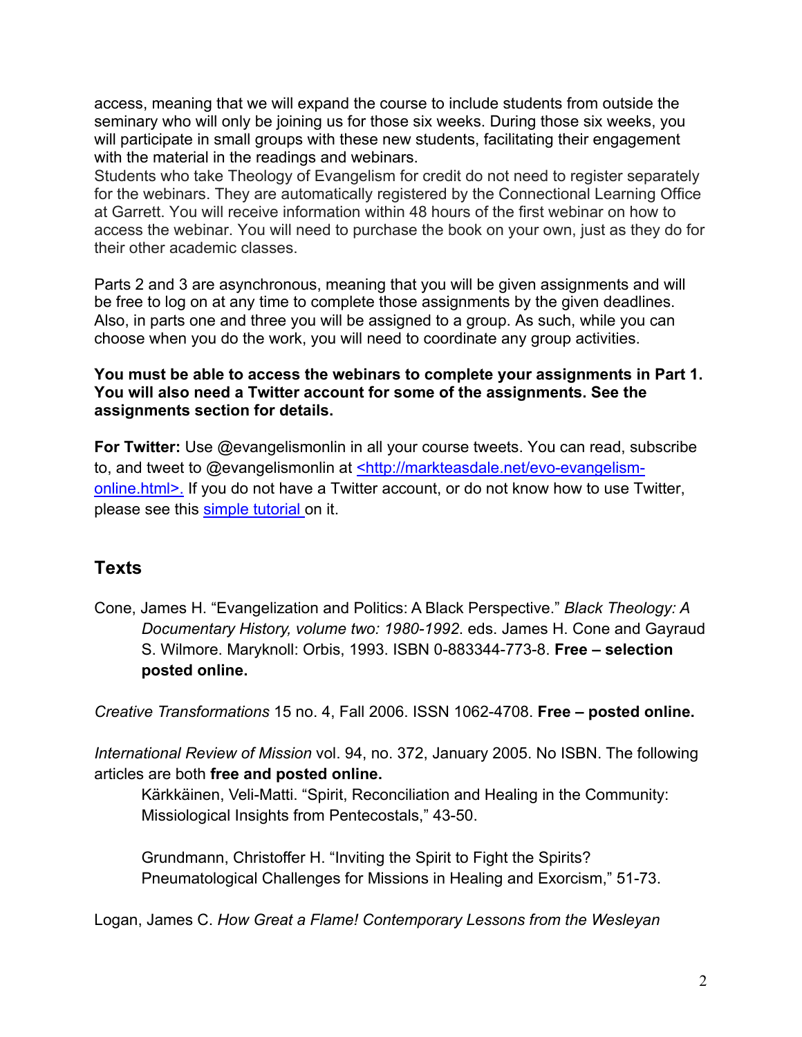access, meaning that we will expand the course to include students from outside the seminary who will only be joining us for those six weeks. During those six weeks, you will participate in small groups with these new students, facilitating their engagement with the material in the readings and webinars.
Students who take Theology of Evangelism for credit do not need to register separately for the webinars. They are automatically registered by the Connectional Learning Office at Garrett. You will receive information within 48 hours of the first webinar on how to access the webinar. You will need to purchase the book on your own, just as they do for their other academic classes.

Parts 2 and 3 are asynchronous, meaning that you will be given assignments and will be free to log on at any time to complete those assignments by the given deadlines. Also, in parts one and three you will be assigned to a group. As such, while you can choose when you do the work, you will need to coordinate any group activities.

**You must be able to access the webinars to complete your assignments in Part 1. You will also need a Twitter account for some of the assignments. See the assignments section for details.**

**For Twitter:** Use @evangelismonlin in all your course tweets. You can read, subscribe to, and tweet to @evangelismonlin at <http://markteasdale.net/evo-evangelism-online.html>. If you do not have a Twitter account, or do not know how to use Twitter, please see this simple tutorial on it.

## Texts

Cone, James H. "Evangelization and Politics: A Black Perspective." *Black Theology: A Documentary History, volume two: 1980-1992*. eds. James H. Cone and Gayraud S. Wilmore. Maryknoll: Orbis, 1993. ISBN 0-883344-773-8. **Free – selection posted online.**

*Creative Transformations* 15 no. 4, Fall 2006. ISSN 1062-4708. **Free – posted online.**

*International Review of Mission* vol. 94, no. 372, January 2005. No ISBN. The following articles are both **free and posted online.**

Kärkkäinen, Veli-Matti. "Spirit, Reconciliation and Healing in the Community: Missiological Insights from Pentecostals," 43-50.

Grundmann, Christoffer H. "Inviting the Spirit to Fight the Spirits? Pneumatological Challenges for Missions in Healing and Exorcism," 51-73.

Logan, James C. *How Great a Flame! Contemporary Lessons from the Wesleyan*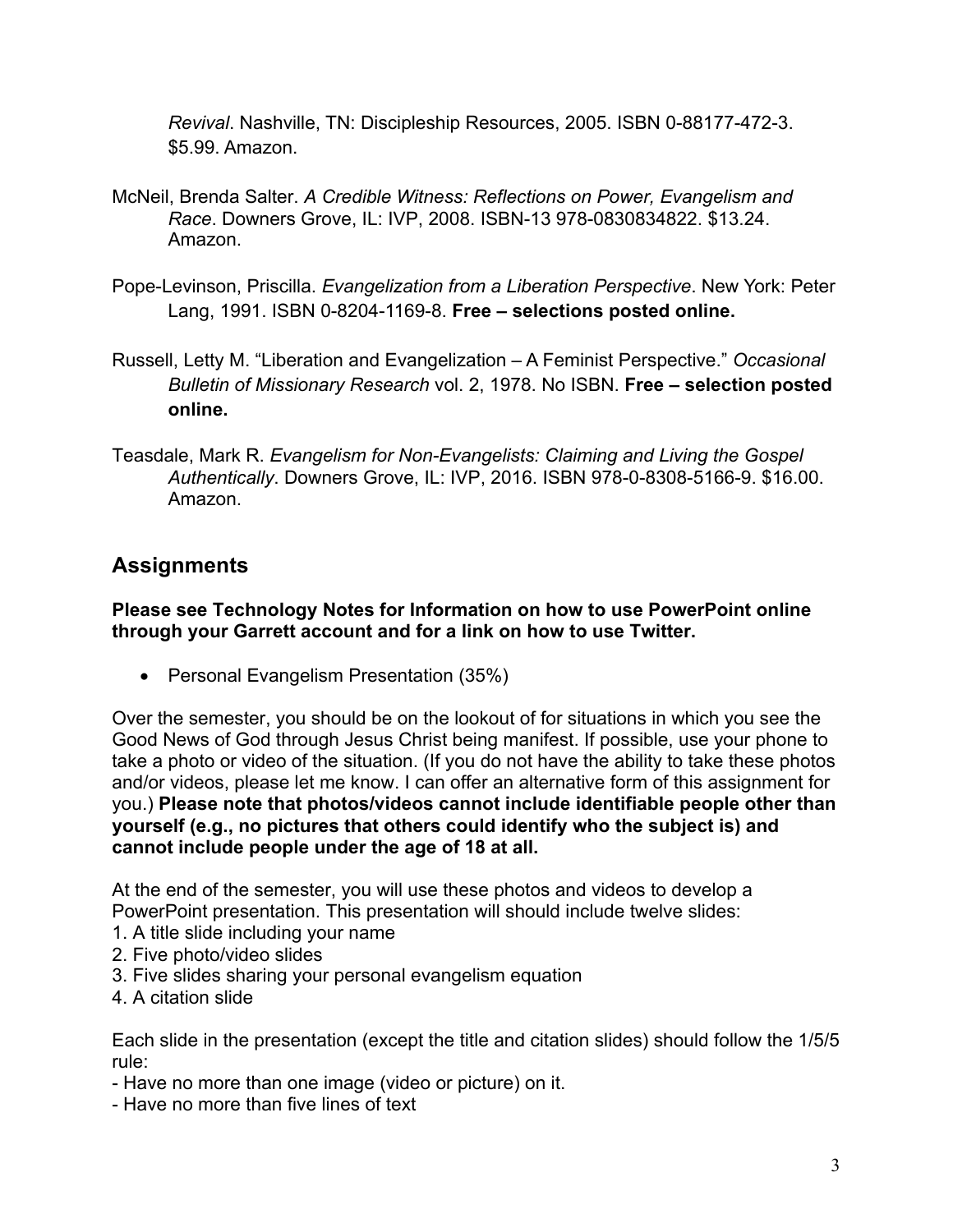*Revival*. Nashville, TN: Discipleship Resources, 2005. ISBN 0-88177-472-3. $5.99. Amazon.

McNeil, Brenda Salter. *A Credible Witness: Reflections on Power, Evangelism and Race*. Downers Grove, IL: IVP, 2008. ISBN-13 978-0830834822. $13.24. Amazon.

Pope-Levinson, Priscilla. *Evangelization from a Liberation Perspective*. New York: Peter Lang, 1991. ISBN 0-8204-1169-8. **Free – selections posted online.**

Russell, Letty M. "Liberation and Evangelization – A Feminist Perspective." *Occasional Bulletin of Missionary Research* vol. 2, 1978. No ISBN. **Free – selection posted online.**

Teasdale, Mark R. *Evangelism for Non-Evangelists: Claiming and Living the Gospel Authentically*. Downers Grove, IL: IVP, 2016. ISBN 978-0-8308-5166-9. $16.00. Amazon.

## Assignments

**Please see Technology Notes for Information on how to use PowerPoint online through your Garrett account and for a link on how to use Twitter.**

- Personal Evangelism Presentation (35%)

Over the semester, you should be on the lookout of for situations in which you see the Good News of God through Jesus Christ being manifest. If possible, use your phone to take a photo or video of the situation. (If you do not have the ability to take these photos and/or videos, please let me know. I can offer an alternative form of this assignment for you.) **Please note that photos/videos cannot include identifiable people other than yourself (e.g., no pictures that others could identify who the subject is) and cannot include people under the age of 18 at all.**

At the end of the semester, you will use these photos and videos to develop a PowerPoint presentation. This presentation will should include twelve slides:
1. A title slide including your name
2. Five photo/video slides
3. Five slides sharing your personal evangelism equation
4. A citation slide

Each slide in the presentation (except the title and citation slides) should follow the 1/5/5 rule:
- Have no more than one image (video or picture) on it.
- Have no more than five lines of text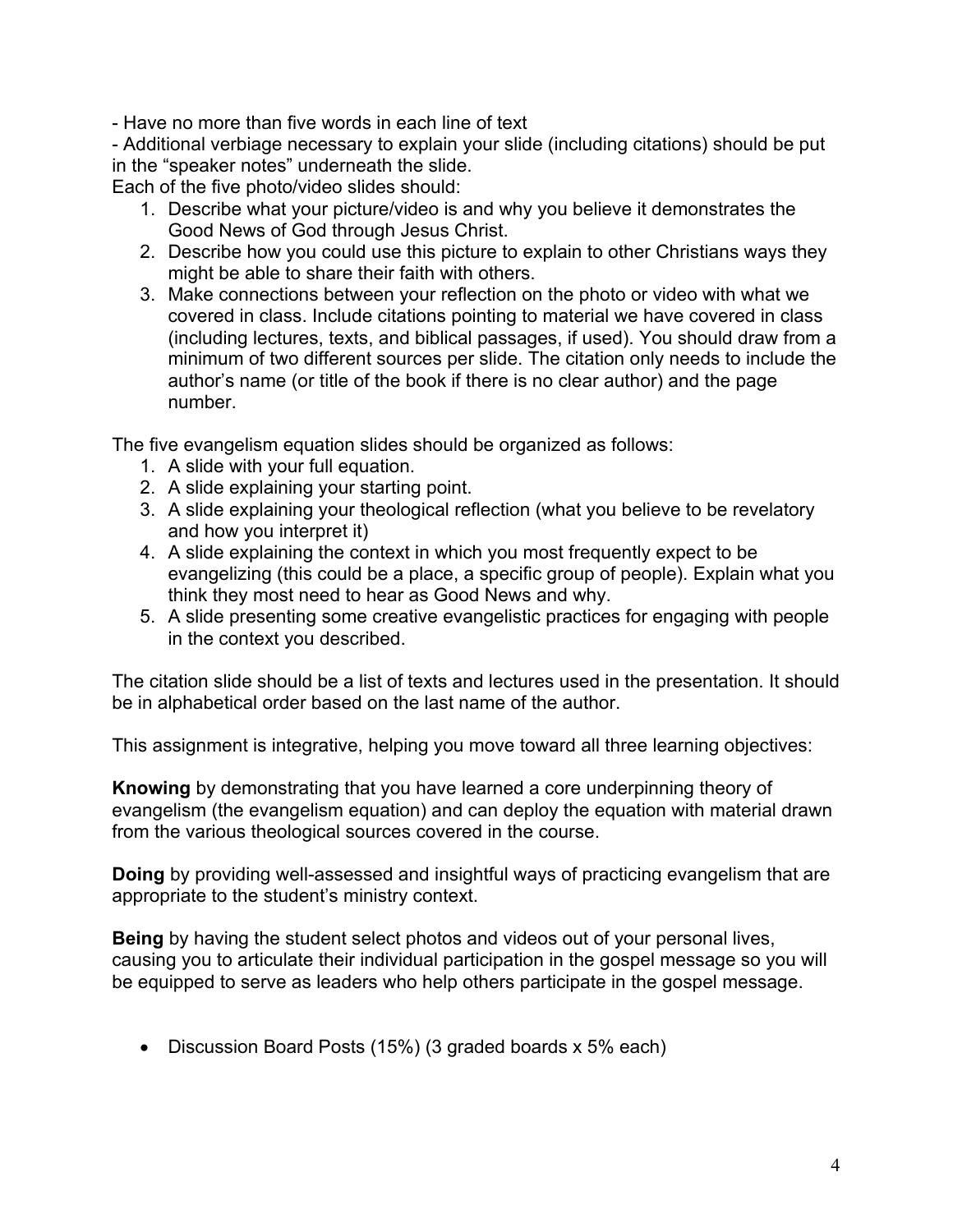- Have no more than five words in each line of text
- Additional verbiage necessary to explain your slide (including citations) should be put in the "speaker notes" underneath the slide.

Each of the five photo/video slides should:

1. Describe what your picture/video is and why you believe it demonstrates the Good News of God through Jesus Christ.
2. Describe how you could use this picture to explain to other Christians ways they might be able to share their faith with others.
3. Make connections between your reflection on the photo or video with what we covered in class. Include citations pointing to material we have covered in class (including lectures, texts, and biblical passages, if used). You should draw from a minimum of two different sources per slide. The citation only needs to include the author's name (or title of the book if there is no clear author) and the page number.

The five evangelism equation slides should be organized as follows:

1. A slide with your full equation.
2. A slide explaining your starting point.
3. A slide explaining your theological reflection (what you believe to be revelatory and how you interpret it)
4. A slide explaining the context in which you most frequently expect to be evangelizing (this could be a place, a specific group of people). Explain what you think they most need to hear as Good News and why.
5. A slide presenting some creative evangelistic practices for engaging with people in the context you described.

The citation slide should be a list of texts and lectures used in the presentation. It should be in alphabetical order based on the last name of the author.

This assignment is integrative, helping you move toward all three learning objectives:

**Knowing** by demonstrating that you have learned a core underpinning theory of evangelism (the evangelism equation) and can deploy the equation with material drawn from the various theological sources covered in the course.

**Doing** by providing well-assessed and insightful ways of practicing evangelism that are appropriate to the student's ministry context.

**Being** by having the student select photos and videos out of your personal lives, causing you to articulate their individual participation in the gospel message so you will be equipped to serve as leaders who help others participate in the gospel message.

- Discussion Board Posts (15%) (3 graded boards x 5% each)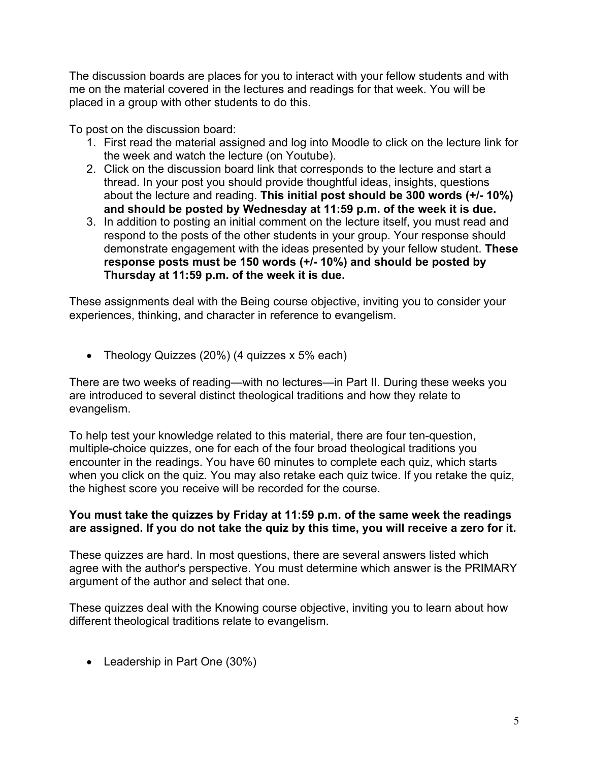The discussion boards are places for you to interact with your fellow students and with me on the material covered in the lectures and readings for that week. You will be placed in a group with other students to do this.

To post on the discussion board:

1. First read the material assigned and log into Moodle to click on the lecture link for the week and watch the lecture (on Youtube).
2. Click on the discussion board link that corresponds to the lecture and start a thread. In your post you should provide thoughtful ideas, insights, questions about the lecture and reading. **This initial post should be 300 words (+/- 10%) and should be posted by Wednesday at 11:59 p.m. of the week it is due.**
3. In addition to posting an initial comment on the lecture itself, you must read and respond to the posts of the other students in your group. Your response should demonstrate engagement with the ideas presented by your fellow student. **These response posts must be 150 words (+/- 10%) and should be posted by Thursday at 11:59 p.m. of the week it is due.**

These assignments deal with the Being course objective, inviting you to consider your experiences, thinking, and character in reference to evangelism.

- Theology Quizzes (20%) (4 quizzes x 5% each)

There are two weeks of reading—with no lectures—in Part II. During these weeks you are introduced to several distinct theological traditions and how they relate to evangelism.

To help test your knowledge related to this material, there are four ten-question, multiple-choice quizzes, one for each of the four broad theological traditions you encounter in the readings. You have 60 minutes to complete each quiz, which starts when you click on the quiz. You may also retake each quiz twice. If you retake the quiz, the highest score you receive will be recorded for the course.

**You must take the quizzes by Friday at 11:59 p.m. of the same week the readings are assigned. If you do not take the quiz by this time, you will receive a zero for it.**

These quizzes are hard. In most questions, there are several answers listed which agree with the author's perspective. You must determine which answer is the PRIMARY argument of the author and select that one.

These quizzes deal with the Knowing course objective, inviting you to learn about how different theological traditions relate to evangelism.

- Leadership in Part One (30%)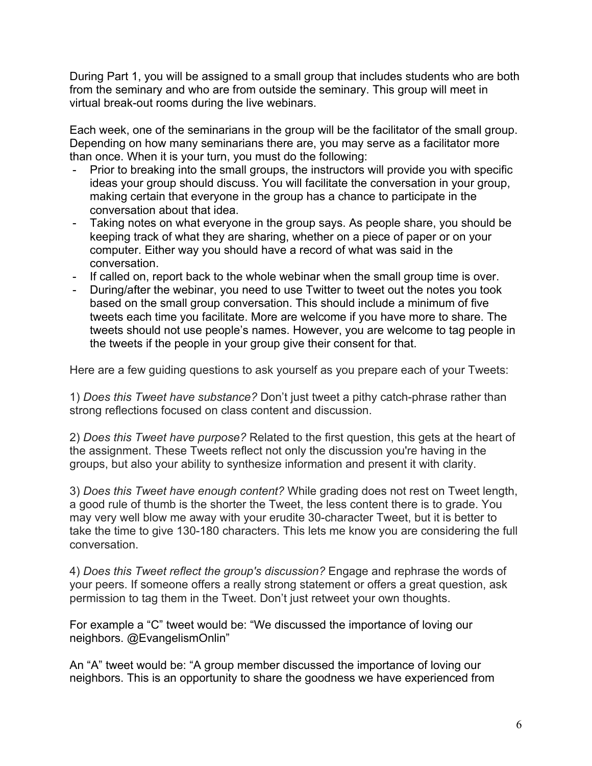During Part 1, you will be assigned to a small group that includes students who are both from the seminary and who are from outside the seminary. This group will meet in virtual break-out rooms during the live webinars.

Each week, one of the seminarians in the group will be the facilitator of the small group. Depending on how many seminarians there are, you may serve as a facilitator more than once. When it is your turn, you must do the following:

- Prior to breaking into the small groups, the instructors will provide you with specific ideas your group should discuss. You will facilitate the conversation in your group, making certain that everyone in the group has a chance to participate in the conversation about that idea.
- Taking notes on what everyone in the group says. As people share, you should be keeping track of what they are sharing, whether on a piece of paper or on your computer. Either way you should have a record of what was said in the conversation.
- If called on, report back to the whole webinar when the small group time is over.
- During/after the webinar, you need to use Twitter to tweet out the notes you took based on the small group conversation. This should include a minimum of five tweets each time you facilitate. More are welcome if you have more to share. The tweets should not use people's names. However, you are welcome to tag people in the tweets if the people in your group give their consent for that.

Here are a few guiding questions to ask yourself as you prepare each of your Tweets:

1) *Does this Tweet have substance?* Don't just tweet a pithy catch-phrase rather than strong reflections focused on class content and discussion.

2) *Does this Tweet have purpose?* Related to the first question, this gets at the heart of the assignment. These Tweets reflect not only the discussion you're having in the groups, but also your ability to synthesize information and present it with clarity.

3) *Does this Tweet have enough content?* While grading does not rest on Tweet length, a good rule of thumb is the shorter the Tweet, the less content there is to grade. You may very well blow me away with your erudite 30-character Tweet, but it is better to take the time to give 130-180 characters. This lets me know you are considering the full conversation.

4) *Does this Tweet reflect the group's discussion?* Engage and rephrase the words of your peers. If someone offers a really strong statement or offers a great question, ask permission to tag them in the Tweet. Don't just retweet your own thoughts.

For example a "C" tweet would be: "We discussed the importance of loving our neighbors. @EvangelismOnlin"

An "A" tweet would be: "A group member discussed the importance of loving our neighbors. This is an opportunity to share the goodness we have experienced from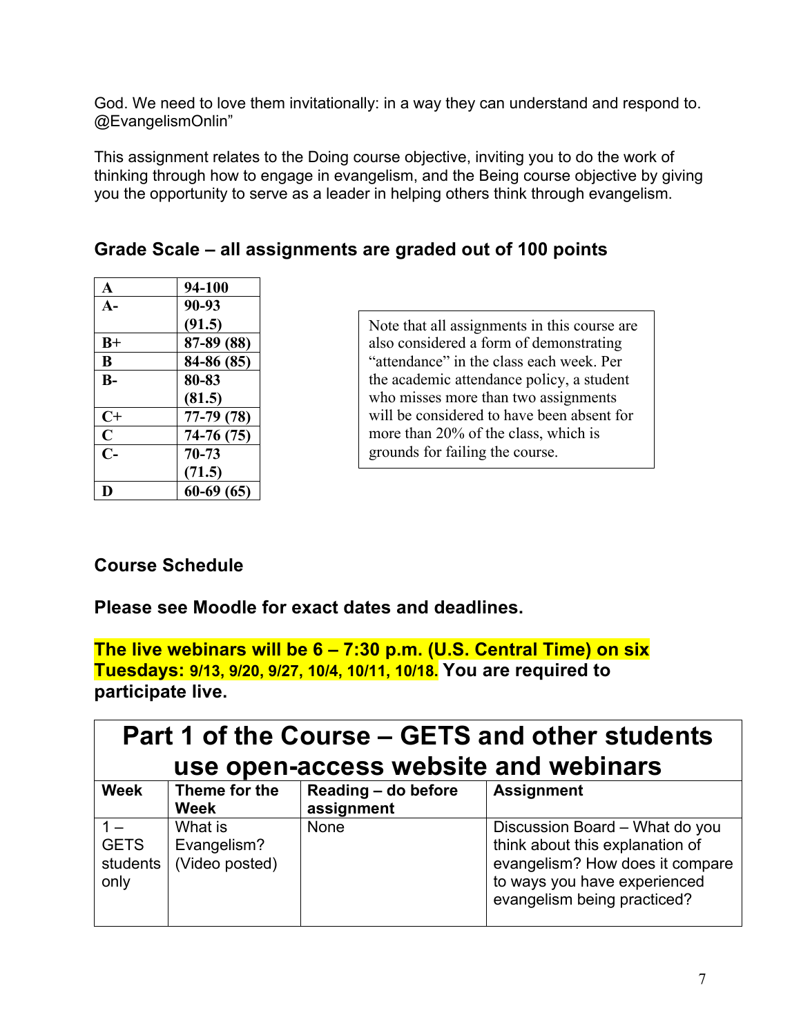God. We need to love them invitationally: in a way they can understand and respond to. @EvangelismOnlin"

This assignment relates to the Doing course objective, inviting you to do the work of thinking through how to engage in evangelism, and the Being course objective by giving you the opportunity to serve as a leader in helping others think through evangelism.

### Grade Scale – all assignments are graded out of 100 points

| | |
|---|---|
| **A** | **94-100** |
| **A-** | **90-93 (91.5)** |
| **B+** | **87-89 (88)** |
| **B** | **84-86 (85)** |
| **B-** | **80-83 (81.5)** |
| **C+** | **77-79 (78)** |
| **C** | **74-76 (75)** |
| **C-** | **70-73 (71.5)** |
| **D** | **60-69 (65)** |

Note that all assignments in this course are also considered a form of demonstrating "attendance" in the class each week. Per the academic attendance policy, a student who misses more than two assignments will be considered to have been absent for more than 20% of the class, which is grounds for failing the course.

### Course Schedule

**Please see Moodle for exact dates and deadlines.**

**The live webinars will be 6 – 7:30 p.m. (U.S. Central Time) on six Tuesdays: 9/13, 9/20, 9/27, 10/4, 10/11, 10/18. You are required to participate live.**

| **Part 1 of the Course – GETS and other students use open-access website and webinars** | | | |
|---|---|---|---|
| **Week** | **Theme for the Week** | **Reading – do before assignment** | **Assignment** |
| 1 – GETS students only | What is Evangelism? (Video posted) | None | Discussion Board – What do you think about this explanation of evangelism? How does it compare to ways you have experienced evangelism being practiced? |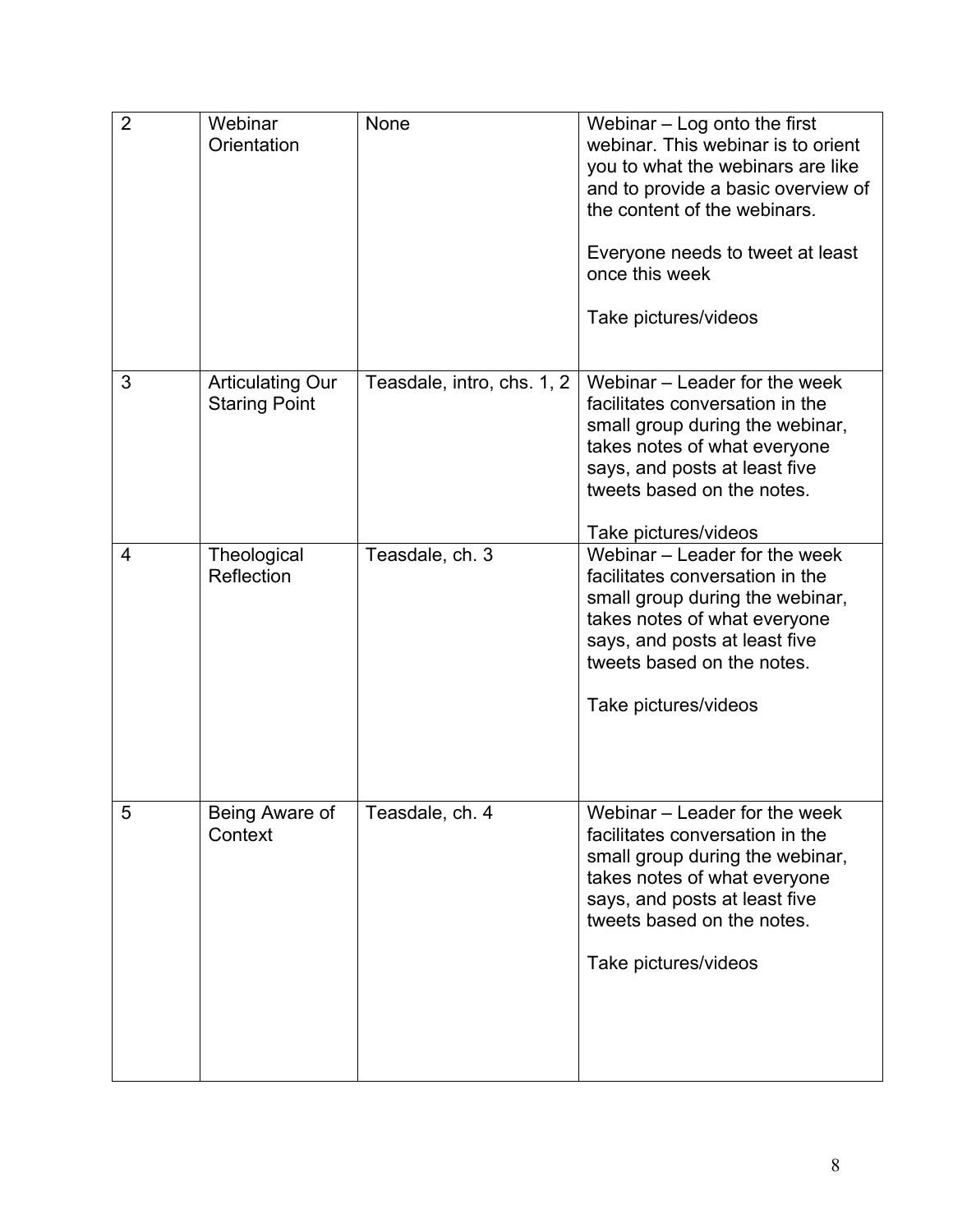| | | | |
|---|---|---|---|
| 2 | Webinar Orientation | None | Webinar – Log onto the first webinar. This webinar is to orient you to what the webinars are like and to provide a basic overview of the content of the webinars.<br><br>Everyone needs to tweet at least once this week<br><br>Take pictures/videos |
| 3 | Articulating Our Staring Point | Teasdale, intro, chs. 1, 2 | Webinar – Leader for the week facilitates conversation in the small group during the webinar, takes notes of what everyone says, and posts at least five tweets based on the notes.<br><br>Take pictures/videos |
| 4 | Theological Reflection | Teasdale, ch. 3 | Webinar – Leader for the week facilitates conversation in the small group during the webinar, takes notes of what everyone says, and posts at least five tweets based on the notes.<br><br>Take pictures/videos |
| 5 | Being Aware of Context | Teasdale, ch. 4 | Webinar – Leader for the week facilitates conversation in the small group during the webinar, takes notes of what everyone says, and posts at least five tweets based on the notes.<br><br>Take pictures/videos |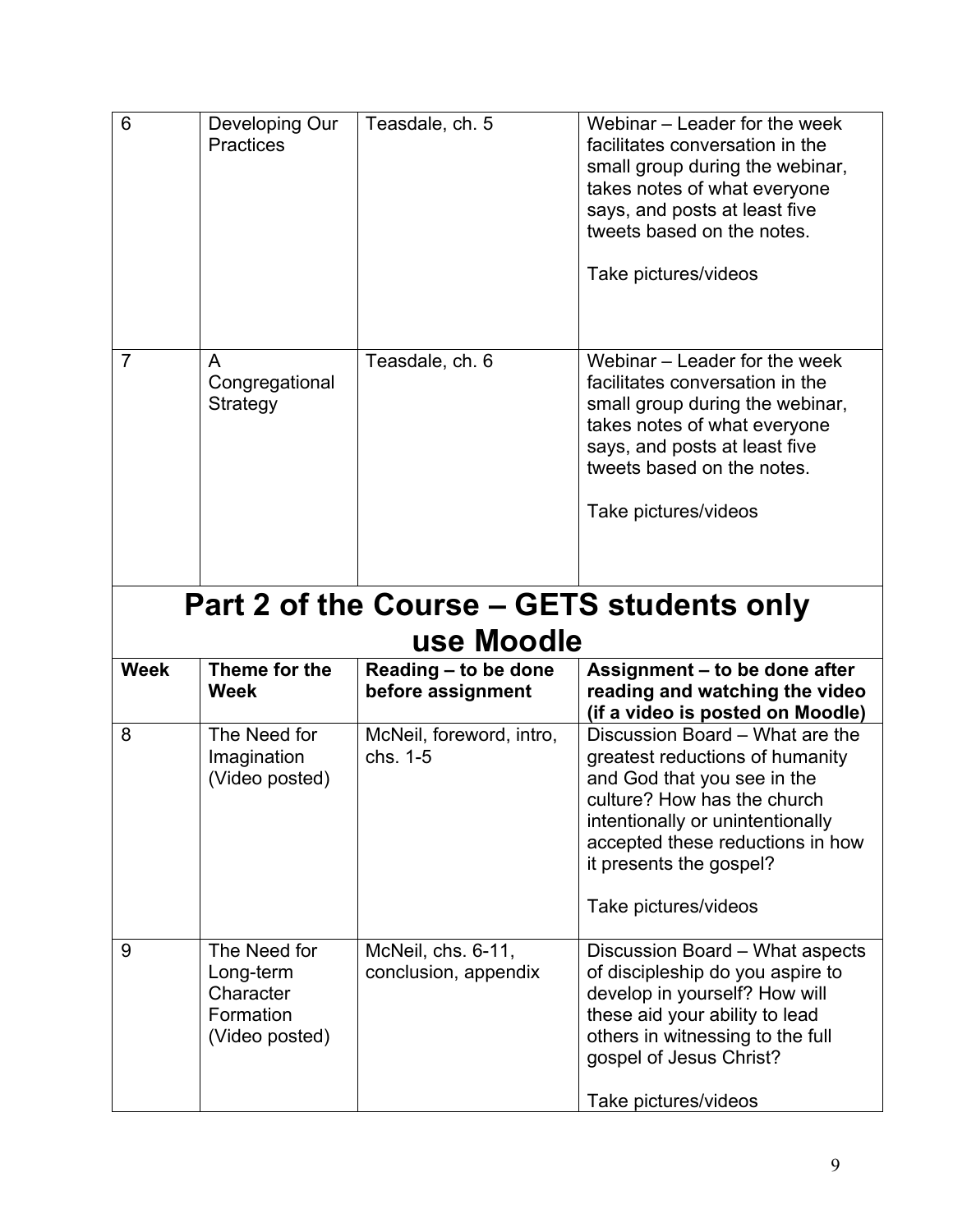| | | | |
|---|---|---|---|
| 6 | Developing Our Practices | Teasdale, ch. 5 | Webinar – Leader for the week facilitates conversation in the small group during the webinar, takes notes of what everyone says, and posts at least five tweets based on the notes.<br><br>Take pictures/videos |
| 7 | A Congregational Strategy | Teasdale, ch. 6 | Webinar – Leader for the week facilitates conversation in the small group during the webinar, takes notes of what everyone says, and posts at least five tweets based on the notes.<br><br>Take pictures/videos |

# Part 2 of the Course – GETS students only use Moodle

| Week | Theme for the Week | Reading – to be done before assignment | Assignment – to be done after reading and watching the video (if a video is posted on Moodle) |
|---|---|---|---|
| 8 | The Need for Imagination (Video posted) | McNeil, foreword, intro, chs. 1-5 | Discussion Board – What are the greatest reductions of humanity and God that you see in the culture? How has the church intentionally or unintentionally accepted these reductions in how it presents the gospel?<br><br>Take pictures/videos |
| 9 | The Need for Long-term Character Formation (Video posted) | McNeil, chs. 6-11, conclusion, appendix | Discussion Board – What aspects of discipleship do you aspire to develop in yourself? How will these aid your ability to lead others in witnessing to the full gospel of Jesus Christ?<br><br>Take pictures/videos |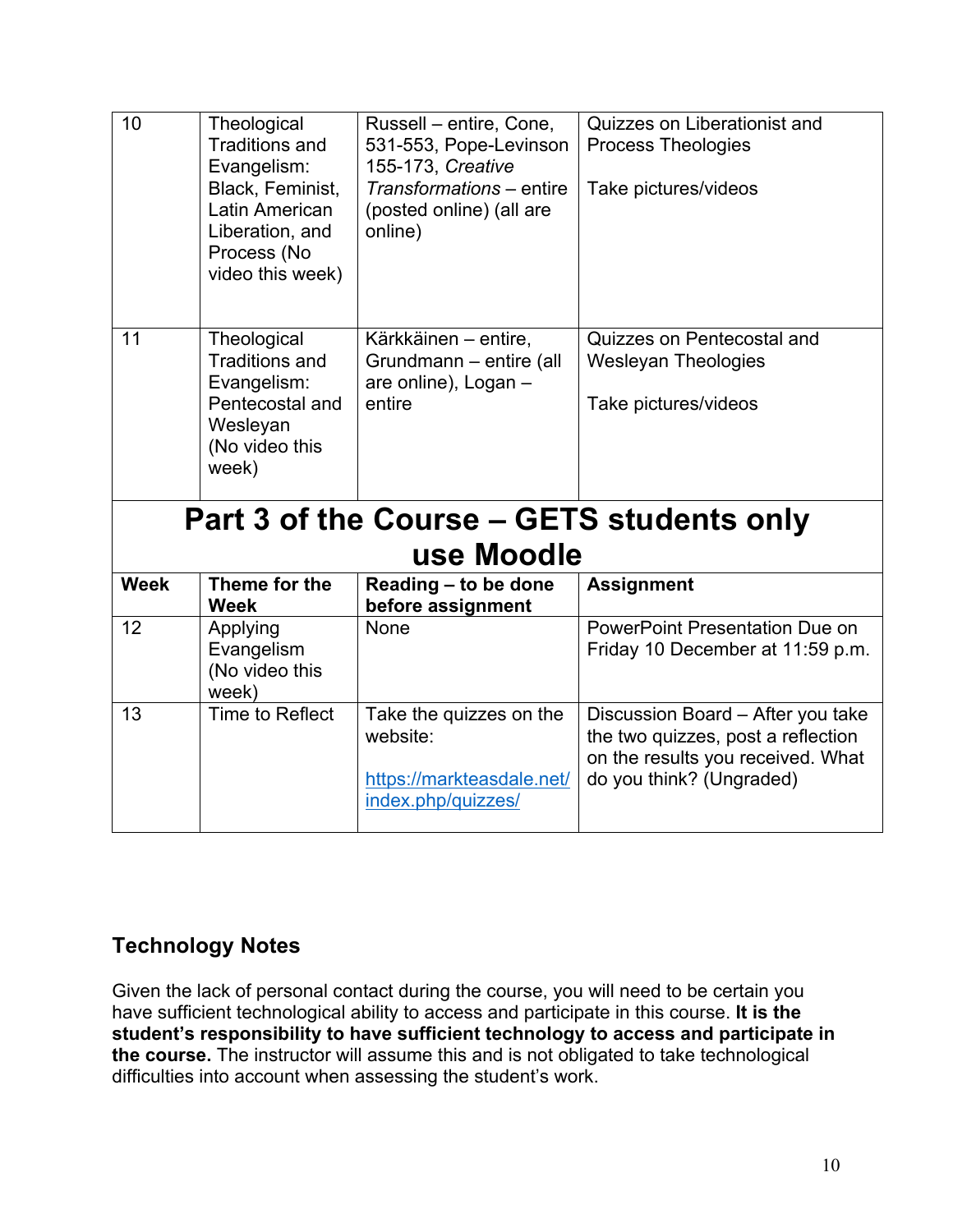| | | | |
|---|---|---|---|
| 10 | Theological Traditions and Evangelism: Black, Feminist, Latin American Liberation, and Process (No video this week) | Russell – entire, Cone, 531-553, Pope-Levinson 155-173, *Creative Transformations* – entire (posted online) (all are online) | Quizzes on Liberationist and Process Theologies<br><br>Take pictures/videos |
| 11 | Theological Traditions and Evangelism: Pentecostal and Wesleyan (No video this week) | Kärkkäinen – entire, Grundmann – entire (all are online), Logan – entire | Quizzes on Pentecostal and Wesleyan Theologies<br><br>Take pictures/videos |

## Part 3 of the Course – GETS students only use Moodle

| Week | Theme for the Week | Reading – to be done before assignment | Assignment |
|---|---|---|---|
| 12 | Applying Evangelism (No video this week) | None | PowerPoint Presentation Due on Friday 10 December at 11:59 p.m. |
| 13 | Time to Reflect | Take the quizzes on the website:<br><br>https://markteasdale.net/index.php/quizzes/ | Discussion Board – After you take the two quizzes, post a reflection on the results you received. What do you think? (Ungraded) |

### Technology Notes

Given the lack of personal contact during the course, you will need to be certain you have sufficient technological ability to access and participate in this course. **It is the student's responsibility to have sufficient technology to access and participate in the course.** The instructor will assume this and is not obligated to take technological difficulties into account when assessing the student's work.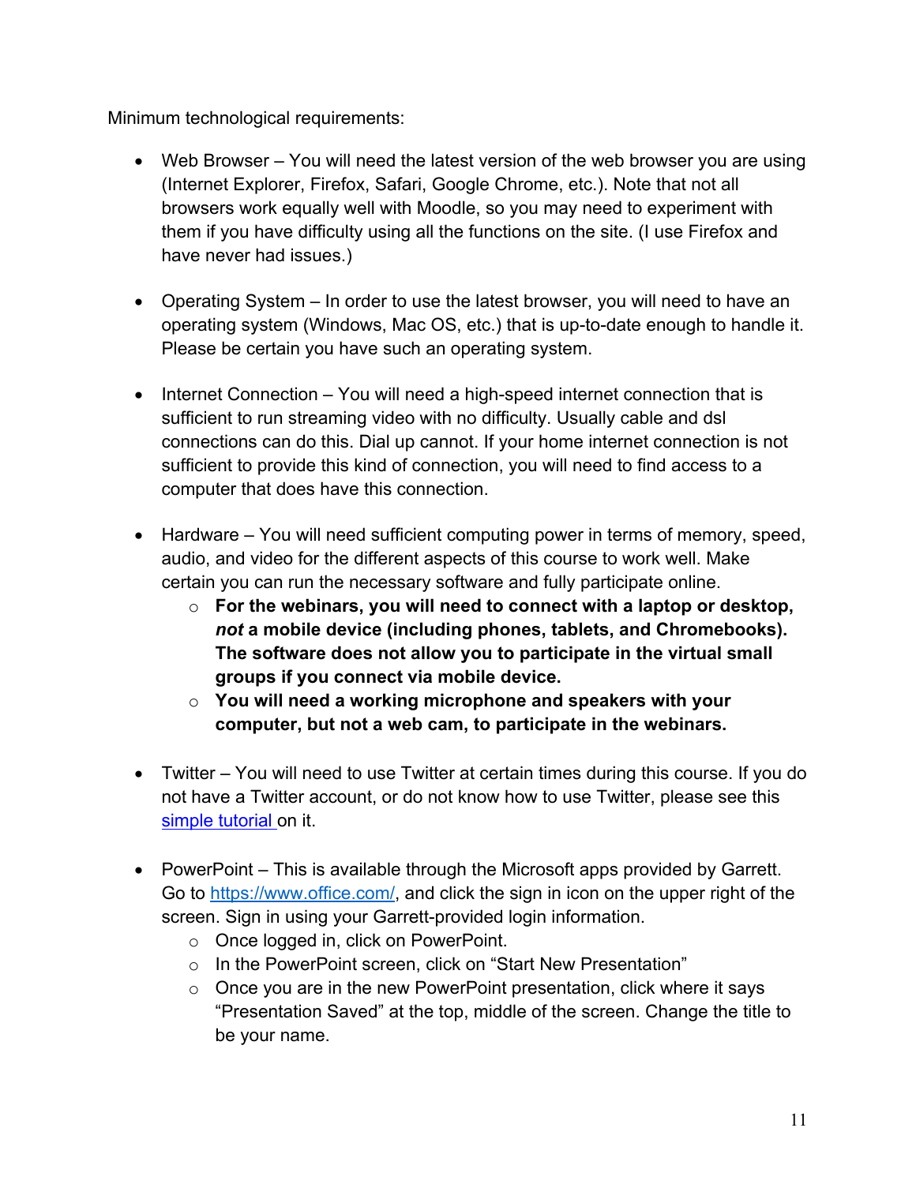Minimum technological requirements:

- Web Browser – You will need the latest version of the web browser you are using (Internet Explorer, Firefox, Safari, Google Chrome, etc.). Note that not all browsers work equally well with Moodle, so you may need to experiment with them if you have difficulty using all the functions on the site. (I use Firefox and have never had issues.)

- Operating System – In order to use the latest browser, you will need to have an operating system (Windows, Mac OS, etc.) that is up-to-date enough to handle it. Please be certain you have such an operating system.

- Internet Connection – You will need a high-speed internet connection that is sufficient to run streaming video with no difficulty. Usually cable and dsl connections can do this. Dial up cannot. If your home internet connection is not sufficient to provide this kind of connection, you will need to find access to a computer that does have this connection.

- Hardware – You will need sufficient computing power in terms of memory, speed, audio, and video for the different aspects of this course to work well. Make certain you can run the necessary software and fully participate online.
  - **For the webinars, you will need to connect with a laptop or desktop, *not* a mobile device (including phones, tablets, and Chromebooks). The software does not allow you to participate in the virtual small groups if you connect via mobile device.**
  - **You will need a working microphone and speakers with your computer, but not a web cam, to participate in the webinars.**

- Twitter – You will need to use Twitter at certain times during this course. If you do not have a Twitter account, or do not know how to use Twitter, please see this simple tutorial on it.

- PowerPoint – This is available through the Microsoft apps provided by Garrett. Go to https://www.office.com/, and click the sign in icon on the upper right of the screen. Sign in using your Garrett-provided login information.
  - Once logged in, click on PowerPoint.
  - In the PowerPoint screen, click on "Start New Presentation"
  - Once you are in the new PowerPoint presentation, click where it says "Presentation Saved" at the top, middle of the screen. Change the title to be your name.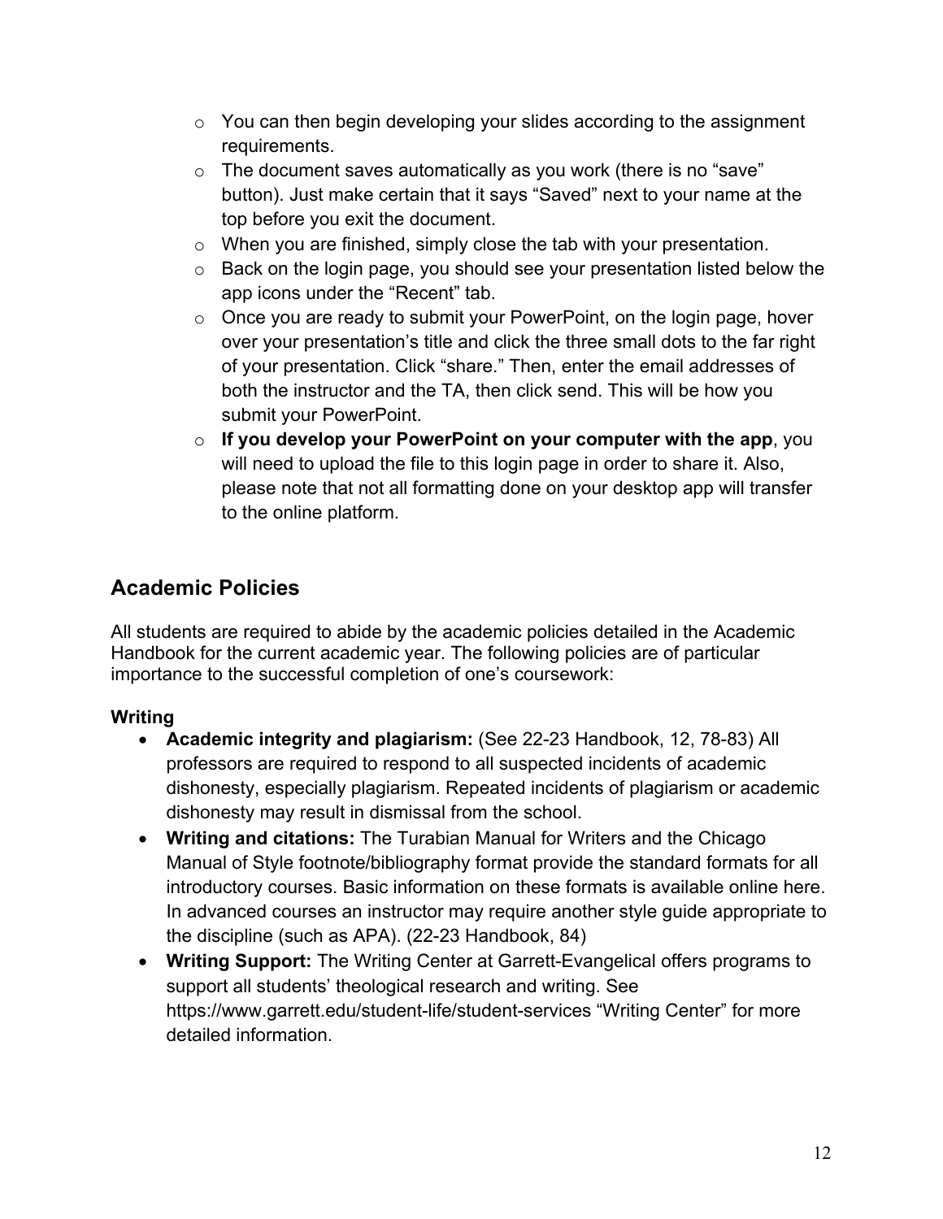- You can then begin developing your slides according to the assignment requirements.
- The document saves automatically as you work (there is no "save" button). Just make certain that it says "Saved" next to your name at the top before you exit the document.
- When you are finished, simply close the tab with your presentation.
- Back on the login page, you should see your presentation listed below the app icons under the "Recent" tab.
- Once you are ready to submit your PowerPoint, on the login page, hover over your presentation's title and click the three small dots to the far right of your presentation. Click "share." Then, enter the email addresses of both the instructor and the TA, then click send. This will be how you submit your PowerPoint.
- **If you develop your PowerPoint on your computer with the app**, you will need to upload the file to this login page in order to share it. Also, please note that not all formatting done on your desktop app will transfer to the online platform.

## Academic Policies

All students are required to abide by the academic policies detailed in the Academic Handbook for the current academic year. The following policies are of particular importance to the successful completion of one's coursework:

### Writing

- **Academic integrity and plagiarism:** (See 22-23 Handbook, 12, 78-83) All professors are required to respond to all suspected incidents of academic dishonesty, especially plagiarism. Repeated incidents of plagiarism or academic dishonesty may result in dismissal from the school.
- **Writing and citations:** The Turabian Manual for Writers and the Chicago Manual of Style footnote/bibliography format provide the standard formats for all introductory courses. Basic information on these formats is available online here. In advanced courses an instructor may require another style guide appropriate to the discipline (such as APA). (22-23 Handbook, 84)
- **Writing Support:** The Writing Center at Garrett-Evangelical offers programs to support all students' theological research and writing. See https://www.garrett.edu/student-life/student-services "Writing Center" for more detailed information.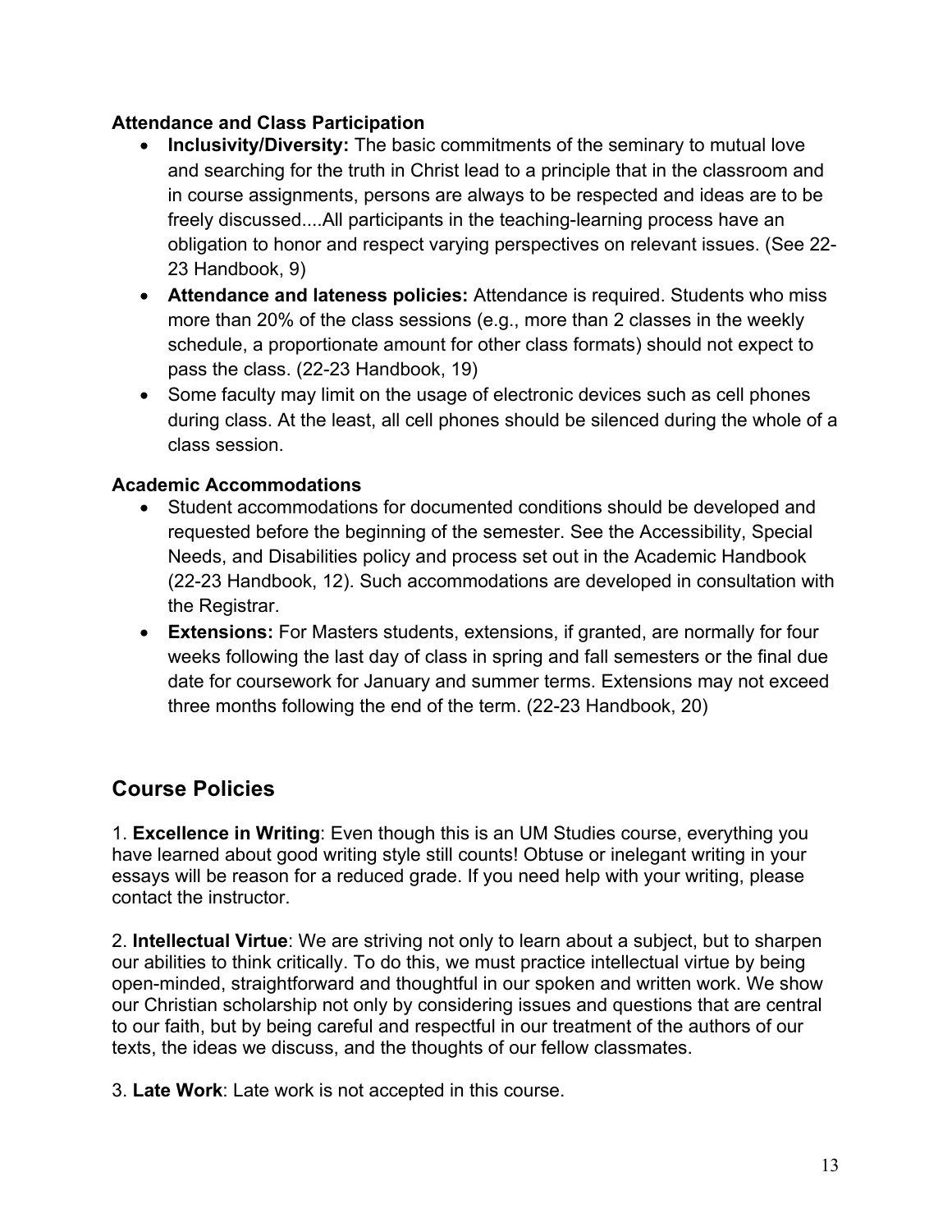### Attendance and Class Participation

- **Inclusivity/Diversity:** The basic commitments of the seminary to mutual love and searching for the truth in Christ lead to a principle that in the classroom and in course assignments, persons are always to be respected and ideas are to be freely discussed....All participants in the teaching-learning process have an obligation to honor and respect varying perspectives on relevant issues. (See 22-23 Handbook, 9)
- **Attendance and lateness policies:** Attendance is required. Students who miss more than 20% of the class sessions (e.g., more than 2 classes in the weekly schedule, a proportionate amount for other class formats) should not expect to pass the class. (22-23 Handbook, 19)
- Some faculty may limit on the usage of electronic devices such as cell phones during class. At the least, all cell phones should be silenced during the whole of a class session.

### Academic Accommodations

- Student accommodations for documented conditions should be developed and requested before the beginning of the semester. See the Accessibility, Special Needs, and Disabilities policy and process set out in the Academic Handbook (22-23 Handbook, 12). Such accommodations are developed in consultation with the Registrar.
- **Extensions:** For Masters students, extensions, if granted, are normally for four weeks following the last day of class in spring and fall semesters or the final due date for coursework for January and summer terms. Extensions may not exceed three months following the end of the term. (22-23 Handbook, 20)

## Course Policies

1. **Excellence in Writing**: Even though this is an UM Studies course, everything you have learned about good writing style still counts! Obtuse or inelegant writing in your essays will be reason for a reduced grade. If you need help with your writing, please contact the instructor.

2. **Intellectual Virtue**: We are striving not only to learn about a subject, but to sharpen our abilities to think critically. To do this, we must practice intellectual virtue by being open-minded, straightforward and thoughtful in our spoken and written work. We show our Christian scholarship not only by considering issues and questions that are central to our faith, but by being careful and respectful in our treatment of the authors of our texts, the ideas we discuss, and the thoughts of our fellow classmates.

3. **Late Work**: Late work is not accepted in this course.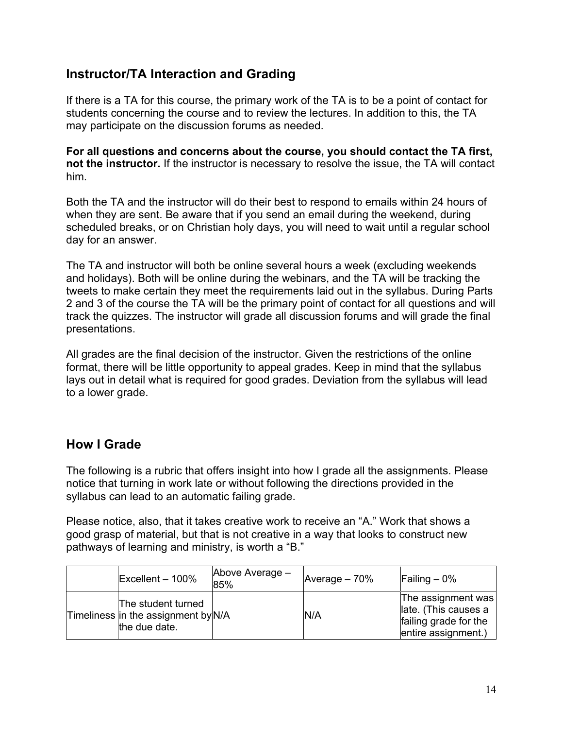## Instructor/TA Interaction and Grading

If there is a TA for this course, the primary work of the TA is to be a point of contact for students concerning the course and to review the lectures. In addition to this, the TA may participate on the discussion forums as needed.

**For all questions and concerns about the course, you should contact the TA first, not the instructor.** If the instructor is necessary to resolve the issue, the TA will contact him.

Both the TA and the instructor will do their best to respond to emails within 24 hours of when they are sent. Be aware that if you send an email during the weekend, during scheduled breaks, or on Christian holy days, you will need to wait until a regular school day for an answer.

The TA and instructor will both be online several hours a week (excluding weekends and holidays). Both will be online during the webinars, and the TA will be tracking the tweets to make certain they meet the requirements laid out in the syllabus. During Parts 2 and 3 of the course the TA will be the primary point of contact for all questions and will track the quizzes. The instructor will grade all discussion forums and will grade the final presentations.

All grades are the final decision of the instructor. Given the restrictions of the online format, there will be little opportunity to appeal grades. Keep in mind that the syllabus lays out in detail what is required for good grades. Deviation from the syllabus will lead to a lower grade.

## How I Grade

The following is a rubric that offers insight into how I grade all the assignments. Please notice that turning in work late or without following the directions provided in the syllabus can lead to an automatic failing grade.

Please notice, also, that it takes creative work to receive an "A." Work that shows a good grasp of material, but that is not creative in a way that looks to construct new pathways of learning and ministry, is worth a "B."

| | Excellent – 100% | Above Average – 85% | Average – 70% | Failing – 0% |
|---|---|---|---|---|
| Timeliness | The student turned in the assignment by the due date. | N/A | N/A | The assignment was late. (This causes a failing grade for the entire assignment.) |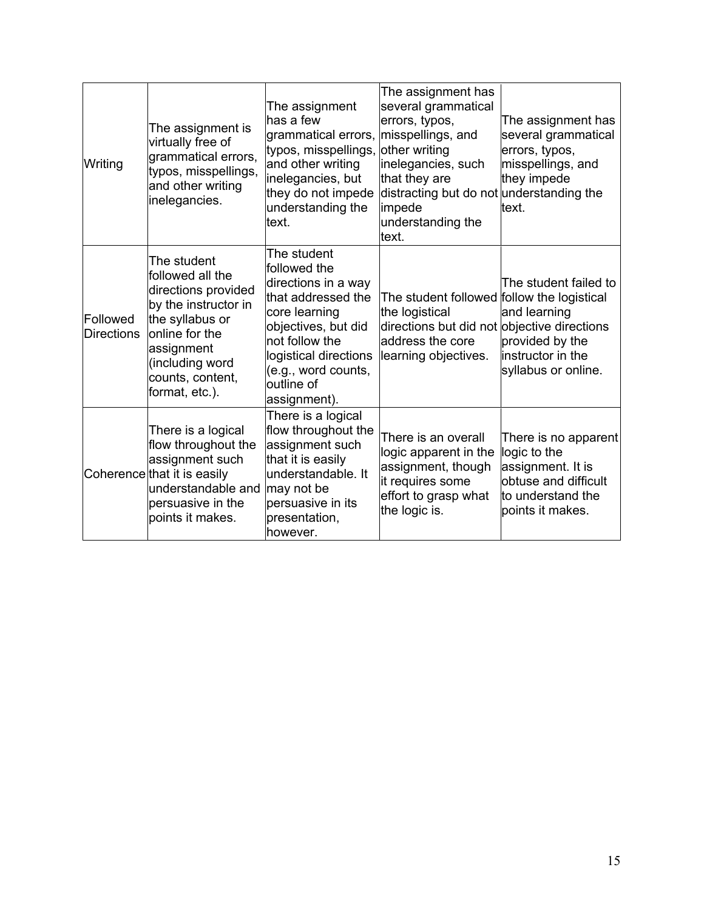| | | | | |
|---|---|---|---|---|
| Writing | The assignment is virtually free of grammatical errors, typos, misspellings, and other writing inelegancies. | The assignment has a few grammatical errors, typos, misspellings, and other writing inelegancies, but they do not impede understanding the text. | The assignment has several grammatical errors, typos, misspellings, and other writing inelegancies, such that they are distracting but do not impede understanding the text. | The assignment has several grammatical errors, typos, misspellings, and they impede understanding the text. |
| Followed Directions | The student followed all the directions provided by the instructor in the syllabus or online for the assignment (including word counts, content, format, etc.). | The student followed the directions in a way that addressed the core learning objectives, but did not follow the logistical directions (e.g., word counts, outline of assignment). | The student followed the logistical directions but did not address the core learning objectives. | The student failed to follow the logistical and learning objective directions provided by the instructor in the syllabus or online. |
| Coherence | There is a logical flow throughout the assignment such that it is easily understandable and persuasive in the points it makes. | There is a logical flow throughout the assignment such that it is easily understandable. It may not be persuasive in its presentation, however. | There is an overall logic apparent in the assignment, though it requires some effort to grasp what the logic is. | There is no apparent logic to the assignment. It is obtuse and difficult to understand the points it makes. |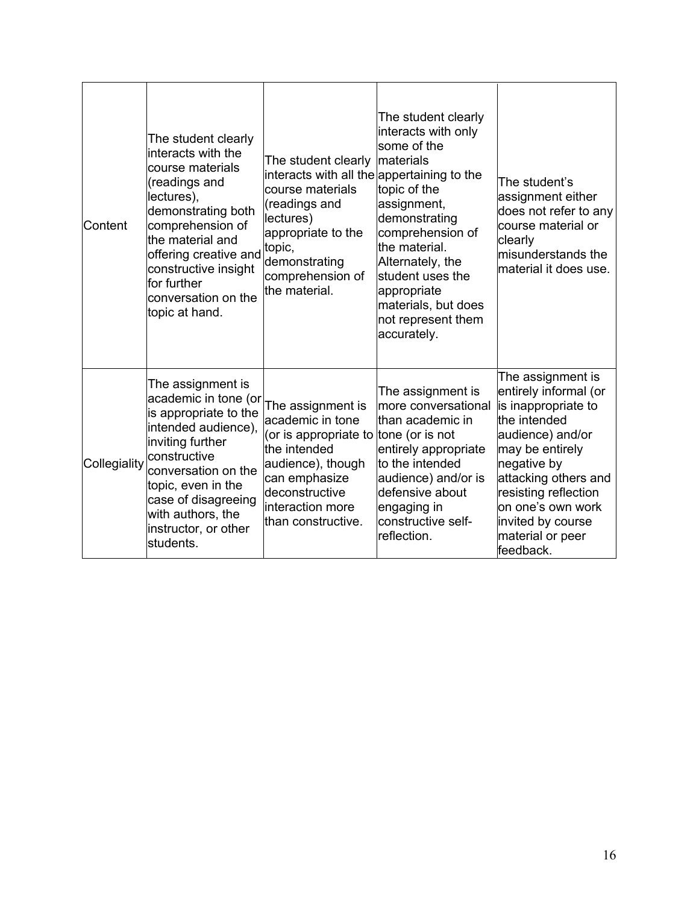| | | | | |
|---|---|---|---|---|
| Content | The student clearly interacts with the course materials (readings and lectures), demonstrating both comprehension of the material and offering creative and constructive insight for further conversation on the topic at hand. | The student clearly interacts with all the course materials (readings and lectures) appropriate to the topic, demonstrating comprehension of the material. | The student clearly interacts with only some of the materials appertaining to the topic of the assignment, demonstrating comprehension of the material. Alternately, the student uses the appropriate materials, but does not represent them accurately. | The student's assignment either does not refer to any course material or clearly misunderstands the material it does use. |
| Collegiality | The assignment is academic in tone (or is appropriate to the intended audience), inviting further constructive conversation on the topic, even in the case of disagreeing with authors, the instructor, or other students. | The assignment is academic in tone (or is appropriate to the intended audience), though can emphasize deconstructive interaction more than constructive. | The assignment is more conversational than academic in tone (or is not entirely appropriate to the intended audience) and/or is defensive about engaging in constructive self-reflection. | The assignment is entirely informal (or is inappropriate to the intended audience) and/or may be entirely negative by attacking others and resisting reflection on one's own work invited by course material or peer feedback. |